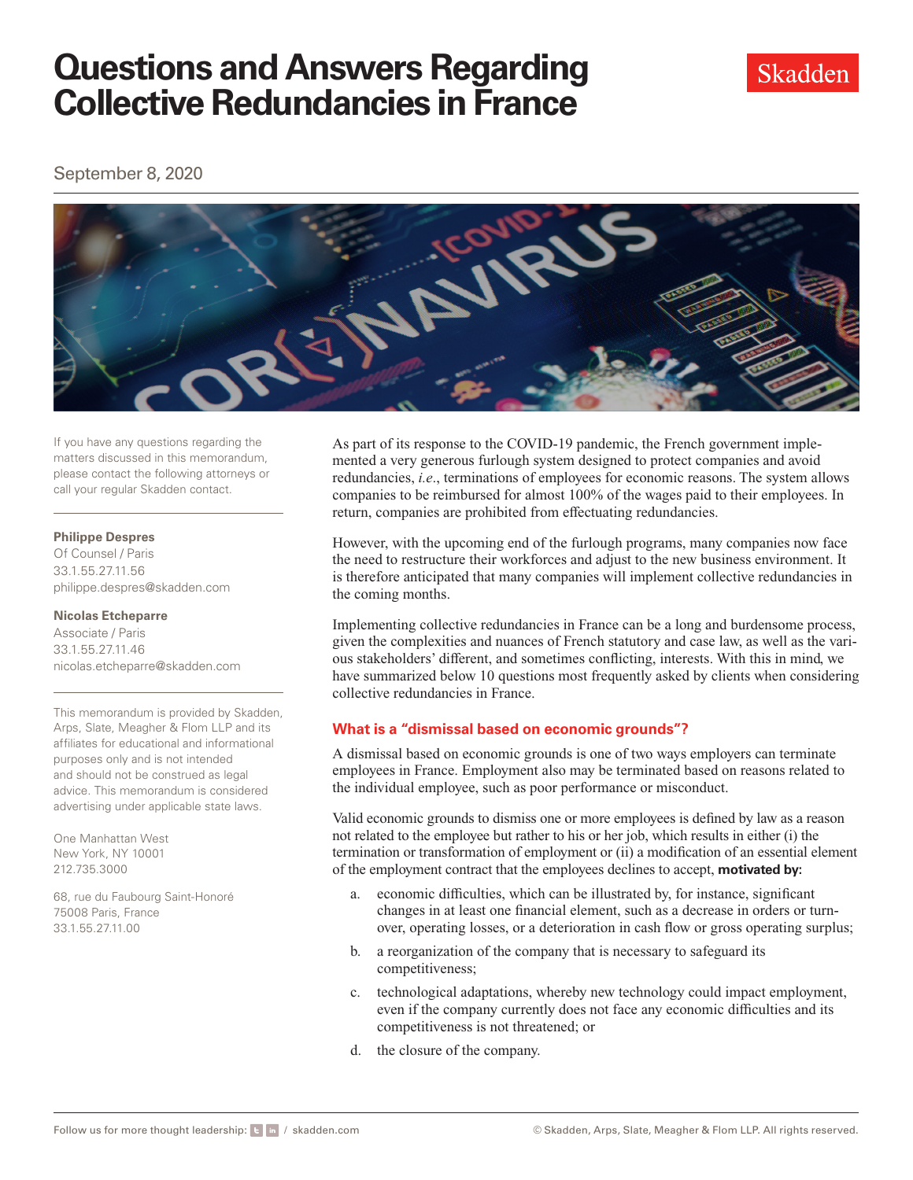# Questions and Answers Regarding Collective Redundancies in France

September 8, 2020

If you have any questions regarding the matters discussed in this memorandum, please contact the following attorneys or call your regular Skadden contact.

**Philippe Despres**
Of Counsel / Paris
33.1.55.27.11.56
philippe.despres@skadden.com

**Nicolas Etcheparre**
Associate / Paris
33.1.55.27.11.46
nicolas.etcheparre@skadden.com

This memorandum is provided by Skadden, Arps, Slate, Meagher & Flom LLP and its affiliates for educational and informational purposes only and is not intended and should not be construed as legal advice. This memorandum is considered advertising under applicable state laws.

One Manhattan West
New York, NY 10001
212.735.3000

68, rue du Faubourg Saint-Honoré
75008 Paris, France
33.1.55.27.11.00

As part of its response to the COVID-19 pandemic, the French government implemented a very generous furlough system designed to protect companies and avoid redundancies, *i.e.*, terminations of employees for economic reasons. The system allows companies to be reimbursed for almost 100% of the wages paid to their employees. In return, companies are prohibited from effectuating redundancies.

However, with the upcoming end of the furlough programs, many companies now face the need to restructure their workforces and adjust to the new business environment. It is therefore anticipated that many companies will implement collective redundancies in the coming months.

Implementing collective redundancies in France can be a long and burdensome process, given the complexities and nuances of French statutory and case law, as well as the various stakeholders' different, and sometimes conflicting, interests. With this in mind, we have summarized below 10 questions most frequently asked by clients when considering collective redundancies in France.

## What is a "dismissal based on economic grounds"?

A dismissal based on economic grounds is one of two ways employers can terminate employees in France. Employment also may be terminated based on reasons related to the individual employee, such as poor performance or misconduct.

Valid economic grounds to dismiss one or more employees is defined by law as a reason not related to the employee but rather to his or her job, which results in either (i) the termination or transformation of employment or (ii) a modification of an essential element of the employment contract that the employees declines to accept, **motivated by:**

a. economic difficulties, which can be illustrated by, for instance, significant changes in at least one financial element, such as a decrease in orders or turnover, operating losses, or a deterioration in cash flow or gross operating surplus;

b. a reorganization of the company that is necessary to safeguard its competitiveness;

c. technological adaptations, whereby new technology could impact employment, even if the company currently does not face any economic difficulties and its competitiveness is not threatened; or

d. the closure of the company.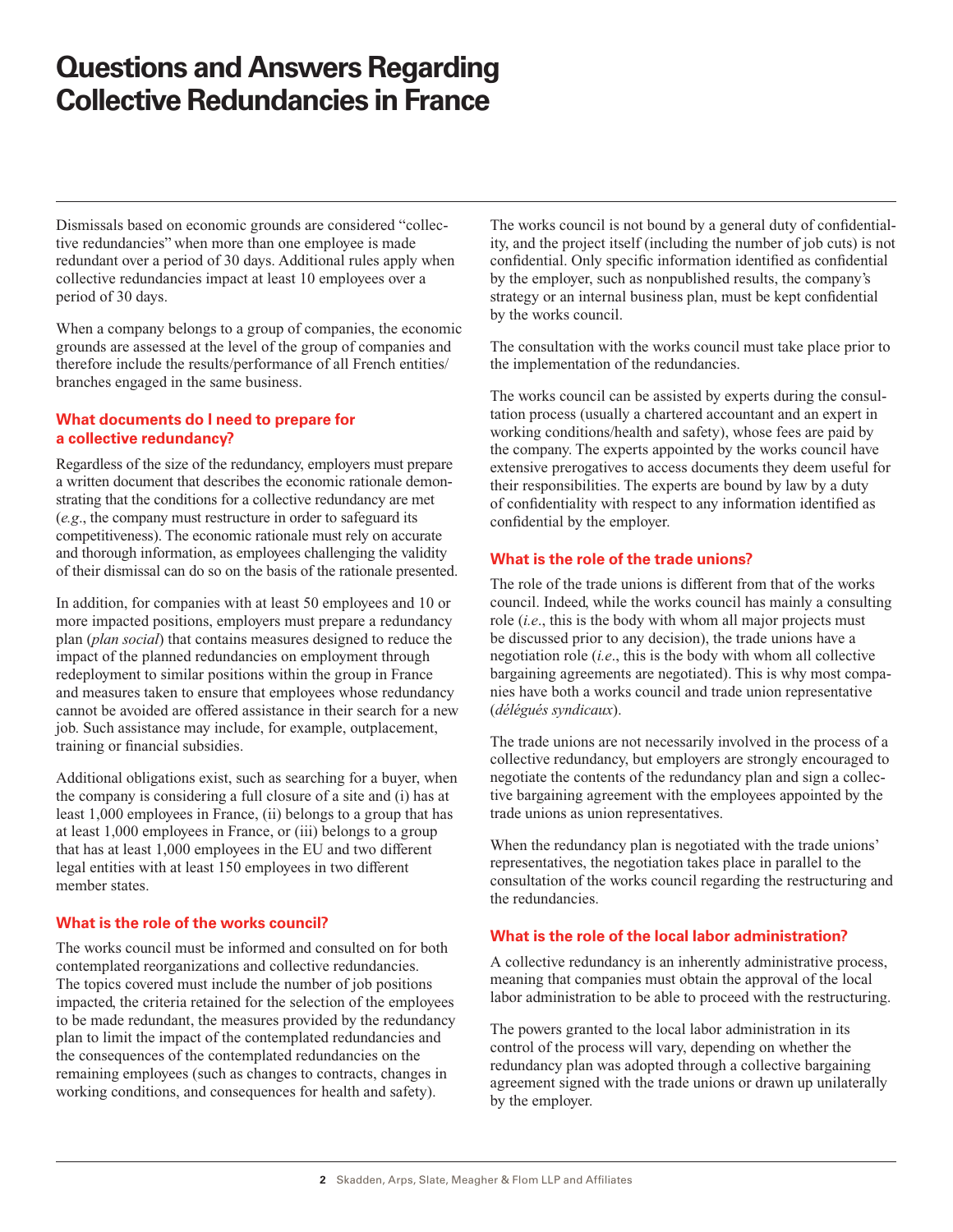# Questions and Answers Regarding Collective Redundancies in France

Dismissals based on economic grounds are considered "collective redundancies" when more than one employee is made redundant over a period of 30 days. Additional rules apply when collective redundancies impact at least 10 employees over a period of 30 days.

When a company belongs to a group of companies, the economic grounds are assessed at the level of the group of companies and therefore include the results/performance of all French entities/branches engaged in the same business.

## What documents do I need to prepare for a collective redundancy?

Regardless of the size of the redundancy, employers must prepare a written document that describes the economic rationale demonstrating that the conditions for a collective redundancy are met (*e.g*., the company must restructure in order to safeguard its competitiveness). The economic rationale must rely on accurate and thorough information, as employees challenging the validity of their dismissal can do so on the basis of the rationale presented.

In addition, for companies with at least 50 employees and 10 or more impacted positions, employers must prepare a redundancy plan (*plan social*) that contains measures designed to reduce the impact of the planned redundancies on employment through redeployment to similar positions within the group in France and measures taken to ensure that employees whose redundancy cannot be avoided are offered assistance in their search for a new job. Such assistance may include, for example, outplacement, training or financial subsidies.

Additional obligations exist, such as searching for a buyer, when the company is considering a full closure of a site and (i) has at least 1,000 employees in France, (ii) belongs to a group that has at least 1,000 employees in France, or (iii) belongs to a group that has at least 1,000 employees in the EU and two different legal entities with at least 150 employees in two different member states.

## What is the role of the works council?

The works council must be informed and consulted on for both contemplated reorganizations and collective redundancies. The topics covered must include the number of job positions impacted, the criteria retained for the selection of the employees to be made redundant, the measures provided by the redundancy plan to limit the impact of the contemplated redundancies and the consequences of the contemplated redundancies on the remaining employees (such as changes to contracts, changes in working conditions, and consequences for health and safety).

The works council is not bound by a general duty of confidentiality, and the project itself (including the number of job cuts) is not confidential. Only specific information identified as confidential by the employer, such as nonpublished results, the company's strategy or an internal business plan, must be kept confidential by the works council.

The consultation with the works council must take place prior to the implementation of the redundancies.

The works council can be assisted by experts during the consultation process (usually a chartered accountant and an expert in working conditions/health and safety), whose fees are paid by the company. The experts appointed by the works council have extensive prerogatives to access documents they deem useful for their responsibilities. The experts are bound by law by a duty of confidentiality with respect to any information identified as confidential by the employer.

## What is the role of the trade unions?

The role of the trade unions is different from that of the works council. Indeed, while the works council has mainly a consulting role (*i.e*., this is the body with whom all major projects must be discussed prior to any decision), the trade unions have a negotiation role (*i.e*., this is the body with whom all collective bargaining agreements are negotiated). This is why most companies have both a works council and trade union representative (*délégués syndicaux*).

The trade unions are not necessarily involved in the process of a collective redundancy, but employers are strongly encouraged to negotiate the contents of the redundancy plan and sign a collective bargaining agreement with the employees appointed by the trade unions as union representatives.

When the redundancy plan is negotiated with the trade unions' representatives, the negotiation takes place in parallel to the consultation of the works council regarding the restructuring and the redundancies.

## What is the role of the local labor administration?

A collective redundancy is an inherently administrative process, meaning that companies must obtain the approval of the local labor administration to be able to proceed with the restructuring.

The powers granted to the local labor administration in its control of the process will vary, depending on whether the redundancy plan was adopted through a collective bargaining agreement signed with the trade unions or drawn up unilaterally by the employer.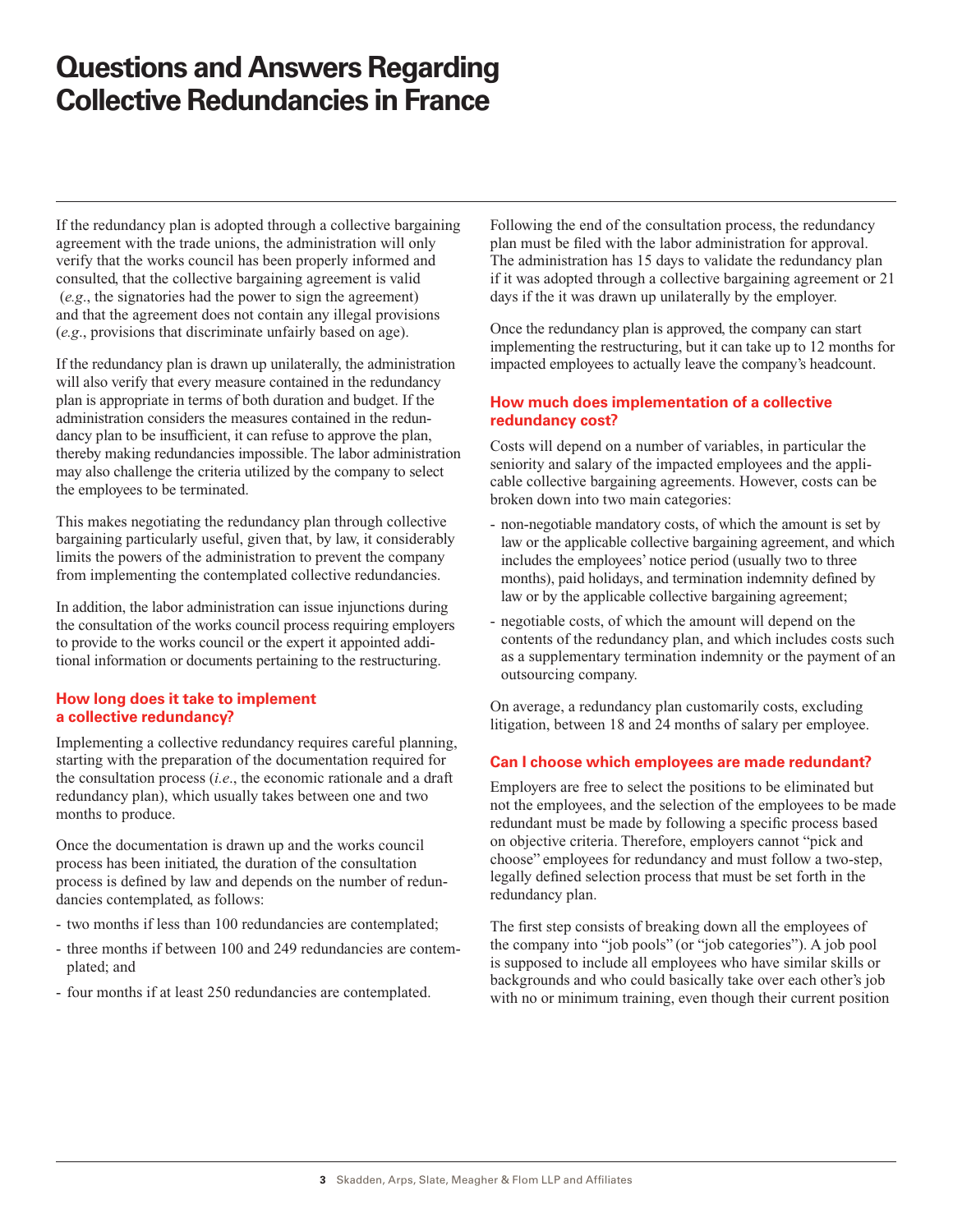# Questions and Answers Regarding Collective Redundancies in France

If the redundancy plan is adopted through a collective bargaining agreement with the trade unions, the administration will only verify that the works council has been properly informed and consulted, that the collective bargaining agreement is valid (*e.g*., the signatories had the power to sign the agreement) and that the agreement does not contain any illegal provisions (*e.g*., provisions that discriminate unfairly based on age).

If the redundancy plan is drawn up unilaterally, the administration will also verify that every measure contained in the redundancy plan is appropriate in terms of both duration and budget. If the administration considers the measures contained in the redundancy plan to be insufficient, it can refuse to approve the plan, thereby making redundancies impossible. The labor administration may also challenge the criteria utilized by the company to select the employees to be terminated.

This makes negotiating the redundancy plan through collective bargaining particularly useful, given that, by law, it considerably limits the powers of the administration to prevent the company from implementing the contemplated collective redundancies.

In addition, the labor administration can issue injunctions during the consultation of the works council process requiring employers to provide to the works council or the expert it appointed additional information or documents pertaining to the restructuring.

### How long does it take to implement a collective redundancy?

Implementing a collective redundancy requires careful planning, starting with the preparation of the documentation required for the consultation process (*i.e*., the economic rationale and a draft redundancy plan), which usually takes between one and two months to produce.

Once the documentation is drawn up and the works council process has been initiated, the duration of the consultation process is defined by law and depends on the number of redundancies contemplated, as follows:

- two months if less than 100 redundancies are contemplated;
- three months if between 100 and 249 redundancies are contemplated; and
- four months if at least 250 redundancies are contemplated.

Following the end of the consultation process, the redundancy plan must be filed with the labor administration for approval. The administration has 15 days to validate the redundancy plan if it was adopted through a collective bargaining agreement or 21 days if the it was drawn up unilaterally by the employer.

Once the redundancy plan is approved, the company can start implementing the restructuring, but it can take up to 12 months for impacted employees to actually leave the company's headcount.

### How much does implementation of a collective redundancy cost?

Costs will depend on a number of variables, in particular the seniority and salary of the impacted employees and the applicable collective bargaining agreements. However, costs can be broken down into two main categories:

- non-negotiable mandatory costs, of which the amount is set by law or the applicable collective bargaining agreement, and which includes the employees' notice period (usually two to three months), paid holidays, and termination indemnity defined by law or by the applicable collective bargaining agreement;
- negotiable costs, of which the amount will depend on the contents of the redundancy plan, and which includes costs such as a supplementary termination indemnity or the payment of an outsourcing company.

On average, a redundancy plan customarily costs, excluding litigation, between 18 and 24 months of salary per employee.

### Can I choose which employees are made redundant?

Employers are free to select the positions to be eliminated but not the employees, and the selection of the employees to be made redundant must be made by following a specific process based on objective criteria. Therefore, employers cannot "pick and choose" employees for redundancy and must follow a two-step, legally defined selection process that must be set forth in the redundancy plan.

The first step consists of breaking down all the employees of the company into "job pools" (or "job categories"). A job pool is supposed to include all employees who have similar skills or backgrounds and who could basically take over each other's job with no or minimum training, even though their current position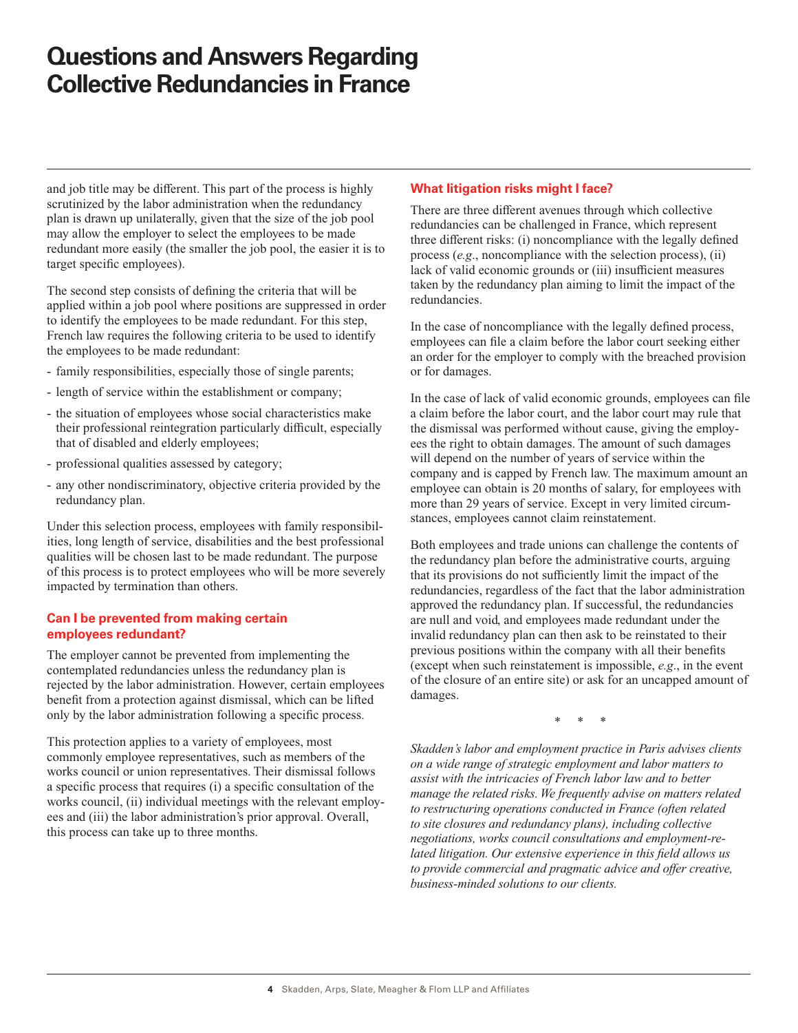and job title may be different. This part of the process is highly scrutinized by the labor administration when the redundancy plan is drawn up unilaterally, given that the size of the job pool may allow the employer to select the employees to be made redundant more easily (the smaller the job pool, the easier it is to target specific employees).

The second step consists of defining the criteria that will be applied within a job pool where positions are suppressed in order to identify the employees to be made redundant. For this step, French law requires the following criteria to be used to identify the employees to be made redundant:

- family responsibilities, especially those of single parents;
- length of service within the establishment or company;
- the situation of employees whose social characteristics make their professional reintegration particularly difficult, especially that of disabled and elderly employees;
- professional qualities assessed by category;
- any other nondiscriminatory, objective criteria provided by the redundancy plan.

Under this selection process, employees with family responsibilities, long length of service, disabilities and the best professional qualities will be chosen last to be made redundant. The purpose of this process is to protect employees who will be more severely impacted by termination than others.

## Can I be prevented from making certain employees redundant?

The employer cannot be prevented from implementing the contemplated redundancies unless the redundancy plan is rejected by the labor administration. However, certain employees benefit from a protection against dismissal, which can be lifted only by the labor administration following a specific process.

This protection applies to a variety of employees, most commonly employee representatives, such as members of the works council or union representatives. Their dismissal follows a specific process that requires (i) a specific consultation of the works council, (ii) individual meetings with the relevant employees and (iii) the labor administration's prior approval. Overall, this process can take up to three months.

## What litigation risks might I face?

There are three different avenues through which collective redundancies can be challenged in France, which represent three different risks: (i) noncompliance with the legally defined process (*e.g.*, noncompliance with the selection process), (ii) lack of valid economic grounds or (iii) insufficient measures taken by the redundancy plan aiming to limit the impact of the redundancies.

In the case of noncompliance with the legally defined process, employees can file a claim before the labor court seeking either an order for the employer to comply with the breached provision or for damages.

In the case of lack of valid economic grounds, employees can file a claim before the labor court, and the labor court may rule that the dismissal was performed without cause, giving the employees the right to obtain damages. The amount of such damages will depend on the number of years of service within the company and is capped by French law. The maximum amount an employee can obtain is 20 months of salary, for employees with more than 29 years of service. Except in very limited circumstances, employees cannot claim reinstatement.

Both employees and trade unions can challenge the contents of the redundancy plan before the administrative courts, arguing that its provisions do not sufficiently limit the impact of the redundancies, regardless of the fact that the labor administration approved the redundancy plan. If successful, the redundancies are null and void, and employees made redundant under the invalid redundancy plan can then ask to be reinstated to their previous positions within the company with all their benefits (except when such reinstatement is impossible, *e.g.*, in the event of the closure of an entire site) or ask for an uncapped amount of damages.

\* \* \*

*Skadden's labor and employment practice in Paris advises clients on a wide range of strategic employment and labor matters to assist with the intricacies of French labor law and to better manage the related risks. We frequently advise on matters related to restructuring operations conducted in France (often related to site closures and redundancy plans), including collective negotiations, works council consultations and employment-related litigation. Our extensive experience in this field allows us to provide commercial and pragmatic advice and offer creative, business-minded solutions to our clients.*